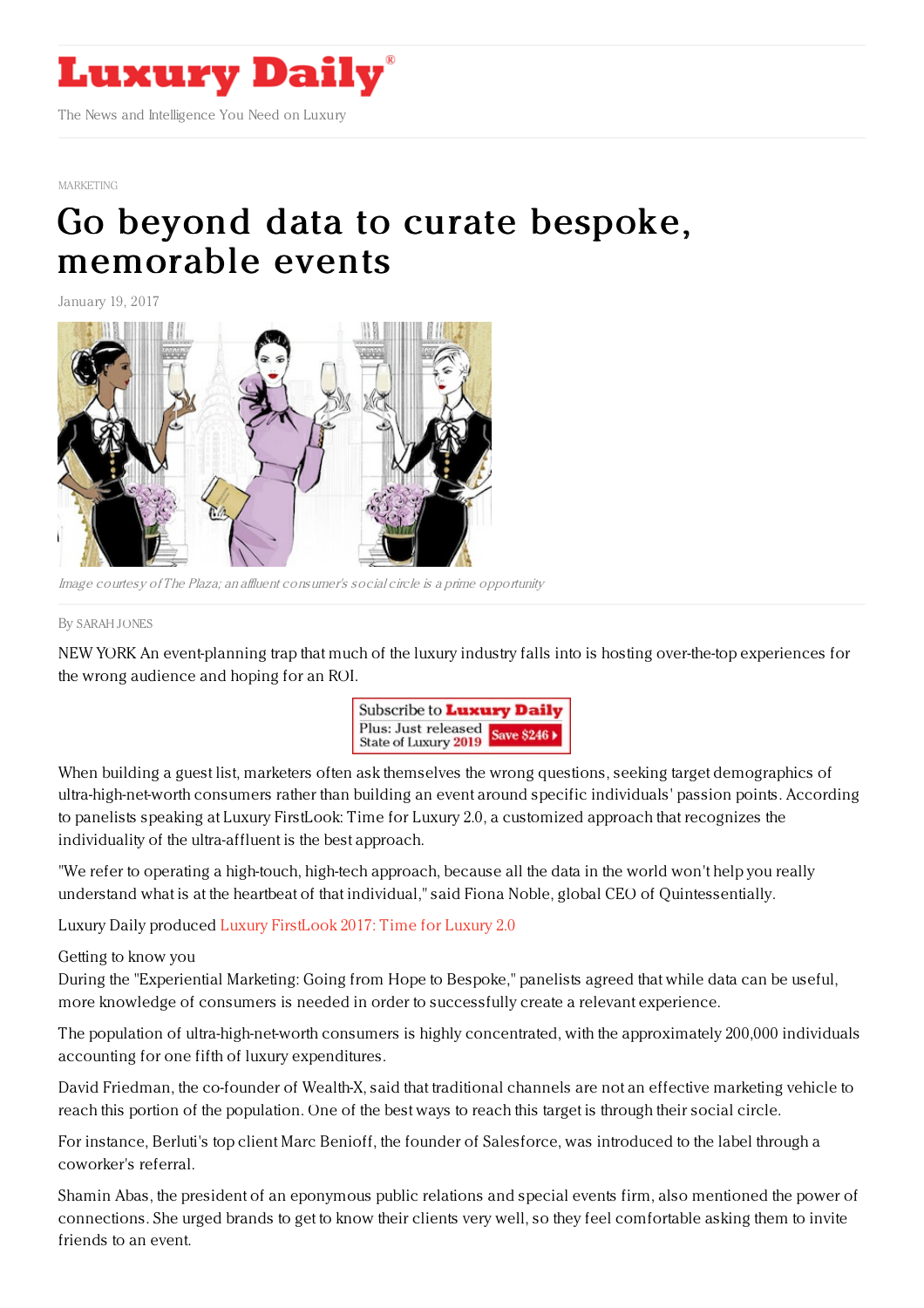# Luxury Daily

The News and Intelligence You Need on Luxury

MARKETING

# Go beyond data to curate bespoke, memorable events

January 19, 2017

*Image courtesy of The Plaza; an affluent consumer's social circle is a prime opportunity*

By SARAH JONES

NEW YORK An event-planning trap that much of the luxury industry falls into is hosting over-the-top experiences for the wrong audience and hoping for an ROI.

When building a guest list, marketers often ask themselves the wrong questions, seeking target demographics of ultra-high-net-worth consumers rather than building an event around specific individuals' passion points. According to panelists speaking at Luxury FirstLook: Time for Luxury 2.0, a customized approach that recognizes the individuality of the ultra-affluent is the best approach.

"We refer to operating a high-touch, high-tech approach, because all the data in the world won't help you really understand what is at the heartbeat of that individual," said Fiona Noble, global CEO of Quintessentially.

Luxury Daily produced Luxury FirstLook 2017: Time for Luxury 2.0

Getting to know you

During the "Experiential Marketing: Going from Hope to Bespoke," panelists agreed that while data can be useful, more knowledge of consumers is needed in order to successfully create a relevant experience.

The population of ultra-high-net-worth consumers is highly concentrated, with the approximately 200,000 individuals accounting for one fifth of luxury expenditures.

David Friedman, the co-founder of Wealth-X, said that traditional channels are not an effective marketing vehicle to reach this portion of the population. One of the best ways to reach this target is through their social circle.

For instance, Berluti's top client Marc Benioff, the founder of Salesforce, was introduced to the label through a coworker's referral.

Shamin Abas, the president of an eponymous public relations and special events firm, also mentioned the power of connections. She urged brands to get to know their clients very well, so they feel comfortable asking them to invite friends to an event.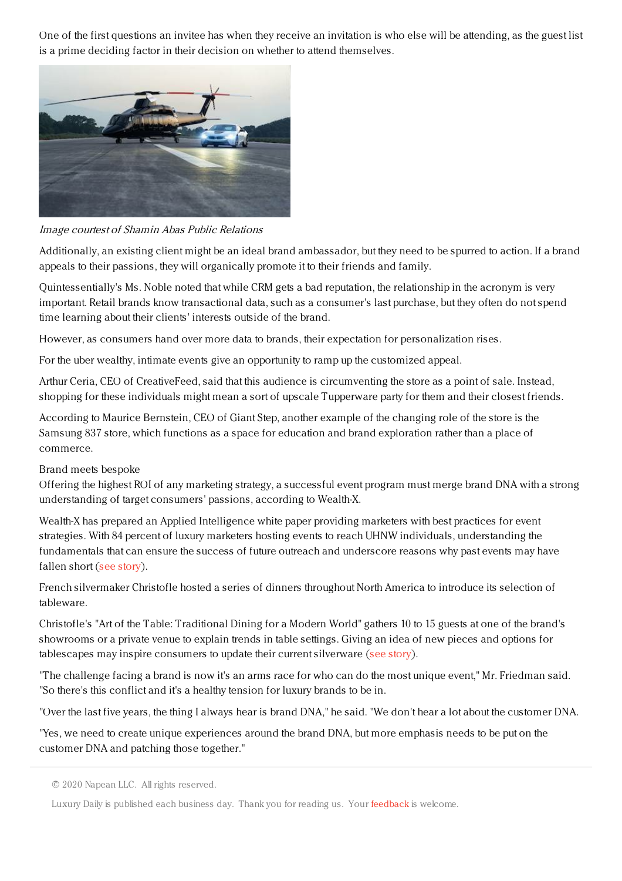One of the first questions an invitee has when they receive an invitation is who else will be attending, as the guest list is a prime deciding factor in their decision on whether to attend themselves.

*Image courtest of Shamin Abas Public Relations*

Additionally, an existing client might be an ideal brand ambassador, but they need to be spurred to action. If a brand appeals to their passions, they will organically promote it to their friends and family.

Quintessentially's Ms. Noble noted that while CRM gets a bad reputation, the relationship in the acronym is very important. Retail brands know transactional data, such as a consumer's last purchase, but they often do not spend time learning about their clients' interests outside of the brand.

However, as consumers hand over more data to brands, their expectation for personalization rises.

For the uber wealthy, intimate events give an opportunity to ramp up the customized appeal.

Arthur Ceria, CEO of CreativeFeed, said that this audience is circumventing the store as a point of sale. Instead, shopping for these individuals might mean a sort of upscale Tupperware party for them and their closest friends.

According to Maurice Bernstein, CEO of Giant Step, another example of the changing role of the store is the Samsung 837 store, which functions as a space for education and brand exploration rather than a place of commerce.

Brand meets bespoke

Offering the highest ROI of any marketing strategy, a successful event program must merge brand DNA with a strong understanding of target consumers' passions, according to Wealth-X.

Wealth-X has prepared an Applied Intelligence white paper providing marketers with best practices for event strategies. With 84 percent of luxury marketers hosting events to reach UHNW individuals, understanding the fundamentals that can ensure the success of future outreach and underscore reasons why past events may have fallen short (see story).

French silvermaker Christofle hosted a series of dinners throughout North America to introduce its selection of tableware.

Christofle's "Art of the Table: Traditional Dining for a Modern World" gathers 10 to 15 guests at one of the brand's showrooms or a private venue to explain trends in table settings. Giving an idea of new pieces and options for tablescapes may inspire consumers to update their current silverware (see story).

"The challenge facing a brand is now it's an arms race for who can do the most unique event," Mr. Friedman said. "So there's this conflict and it's a healthy tension for luxury brands to be in.

"Over the last five years, the thing I always hear is brand DNA," he said. "We don't hear a lot about the customer DNA.

"Yes, we need to create unique experiences around the brand DNA, but more emphasis needs to be put on the customer DNA and patching those together."

© 2020 Napean LLC. All rights reserved.

Luxury Daily is published each business day. Thank you for reading us. Your feedback is welcome.